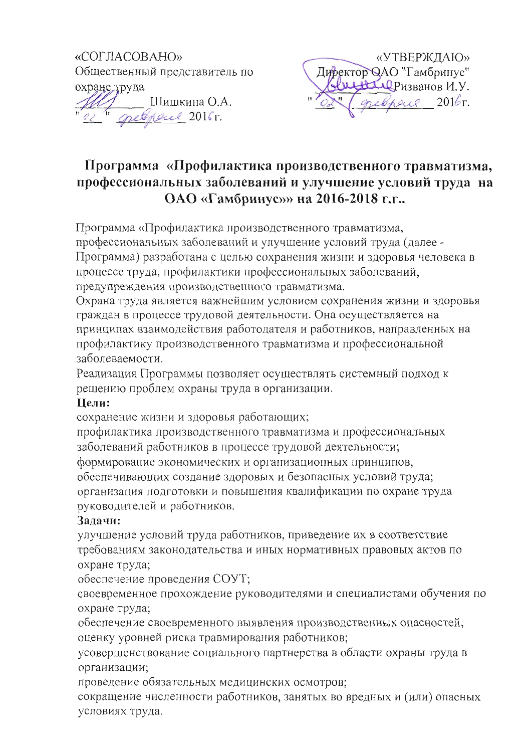«СОГЛАСОВАНО»
Общественный представитель по охране труда
_________ Шишкина О.А.
"02" февраля 2016г.

«УТВЕРЖДАЮ»
Директор ОАО "Гамбринус"
_________ Ризванов И.У.
"02" февраля 2016г.

# Программа «Профилактика производственного травматизма, профессиональных заболеваний и улучшение условий труда на ОАО «Гамбринус»» на 2016-2018 г.г..

Программа «Профилактика производственного травматизма, профессиональных заболеваний и улучшение условий труда (далее - Программа) разработана с целью сохранения жизни и здоровья человека в процессе труда, профилактики профессиональных заболеваний, предупреждения производственного травматизма.

Охрана труда является важнейшим условием сохранения жизни и здоровья граждан в процессе трудовой деятельности. Она осуществляется на принципах взаимодействия работодателя и работников, направленных на профилактику производственного травматизма и профессиональной заболеваемости.

Реализация Программы позволяет осуществлять системный подход к решению проблем охраны труда в организации.

**Цели:**

сохранение жизни и здоровья работающих;
профилактика производственного травматизма и профессиональных заболеваний работников в процессе трудовой деятельности;
формирование экономических и организационных принципов, обеспечивающих создание здоровых и безопасных условий труда;
организация подготовки и повышения квалификации по охране труда руководителей и работников.

**Задачи:**

улучшение условий труда работников, приведение их в соответствие требованиям законодательства и иных нормативных правовых актов по охране труда;
обеспечение проведения СОУТ;
своевременное прохождение руководителями и специалистами обучения по охране труда;
обеспечение своевременного выявления производственных опасностей, оценку уровней риска травмирования работников;
усовершенствование социального партнерства в области охраны труда в организации;
проведение обязательных медицинских осмотров;
сокращение численности работников, занятых во вредных и (или) опасных условиях труда.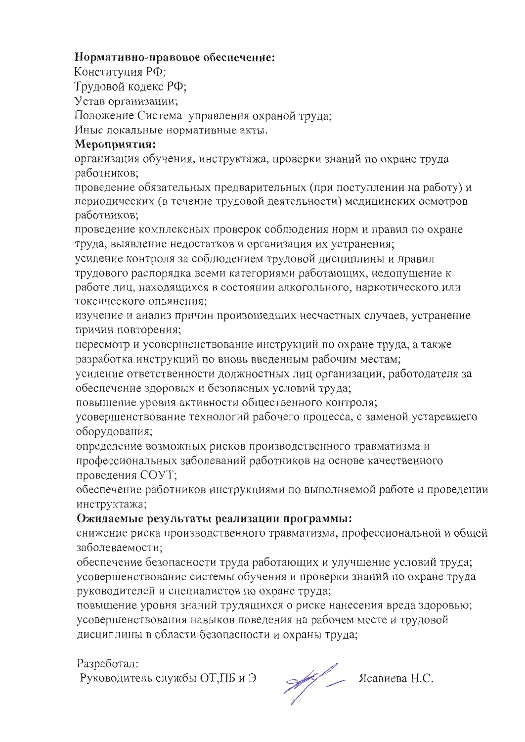**Нормативно-правовое обеспечение:**

Конституция РФ;

Трудовой кодекс РФ;

Устав организации;

Положение Система управления охраной труда;

Иные локальные нормативные акты.

**Мероприятия:**

организация обучения, инструктажа, проверки знаний по охране труда работников;

проведение обязательных предварительных (при поступлении на работу) и периодических (в течение трудовой деятельности) медицинских осмотров работников;

проведение комплексных проверок соблюдения норм и правил по охране труда, выявление недостатков и организация их устранения;

усиление контроля за соблюдением трудовой дисциплины и правил трудового распорядка всеми категориями работающих, недопущение к работе лиц, находящихся в состоянии алкогольного, наркотического или токсического опьянения;

изучение и анализ причин произошедших несчастных случаев, устранение причин повторения;

пересмотр и усовершенствование инструкций по охране труда, а также разработка инструкций по вновь введенным рабочим местам;

усиление ответственности должностных лиц организации, работодателя за обеспечение здоровых и безопасных условий труда;

повышение уровня активности общественного контроля;

усовершенствование технологий рабочего процесса, с заменой устаревшего оборудования;

определение возможных рисков производственного травматизма и профессиональных заболеваний работников на основе качественного проведения СОУТ;

обеспечение работников инструкциями по выполняемой работе и проведении инструктажа;

**Ожидаемые результаты реализации программы:**

снижение риска производственного травматизма, профессиональной и общей заболеваемости;

обеспечение безопасности труда работающих и улучшение условий труда;

усовершенствование системы обучения и проверки знаний по охране труда руководителей и специалистов по охране труда;

повышение уровня знаний трудящихся о риске нанесения вреда здоровью;

усовершенствования навыков поведения на рабочем месте и трудовой дисциплины в области безопасности и охраны труда;

Разработал:

Руководитель службы ОТ,ПБ и Э Ясавиева Н.С.